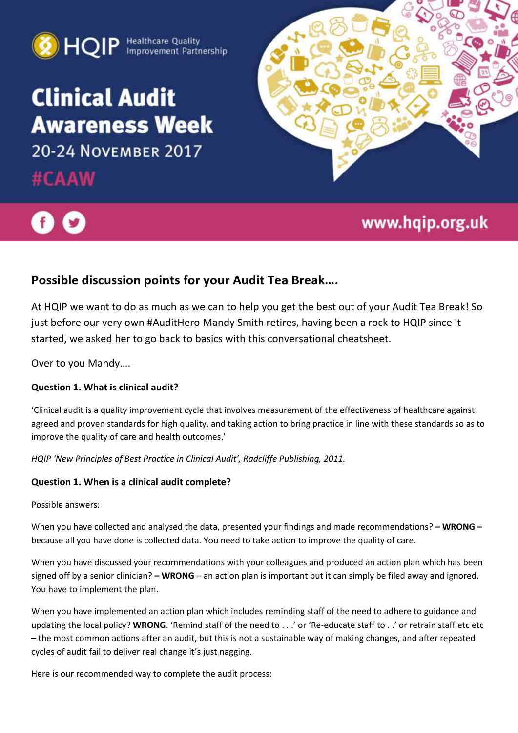HQIP Healthcare Quality Improvement Partnership

# Clinical Audit Awareness Week

20-24 November 2017

#CAAW

www.hqip.org.uk

## Possible discussion points for your Audit Tea Break….

At HQIP we want to do as much as we can to help you get the best out of your Audit Tea Break! So just before our very own #AuditHero Mandy Smith retires, having been a rock to HQIP since it started, we asked her to go back to basics with this conversational cheatsheet.

Over to you Mandy….

**Question 1. What is clinical audit?**

'Clinical audit is a quality improvement cycle that involves measurement of the effectiveness of healthcare against agreed and proven standards for high quality, and taking action to bring practice in line with these standards so as to improve the quality of care and health outcomes.'

*HQIP 'New Principles of Best Practice in Clinical Audit', Radcliffe Publishing, 2011.*

**Question 1. When is a clinical audit complete?**

Possible answers:

When you have collected and analysed the data, presented your findings and made recommendations? **– WRONG –** because all you have done is collected data. You need to take action to improve the quality of care.

When you have discussed your recommendations with your colleagues and produced an action plan which has been signed off by a senior clinician? **– WRONG** – an action plan is important but it can simply be filed away and ignored. You have to implement the plan.

When you have implemented an action plan which includes reminding staff of the need to adhere to guidance and updating the local policy? **WRONG**. 'Remind staff of the need to . . .' or 'Re-educate staff to . .' or retrain staff etc etc – the most common actions after an audit, but this is not a sustainable way of making changes, and after repeated cycles of audit fail to deliver real change it's just nagging.

Here is our recommended way to complete the audit process: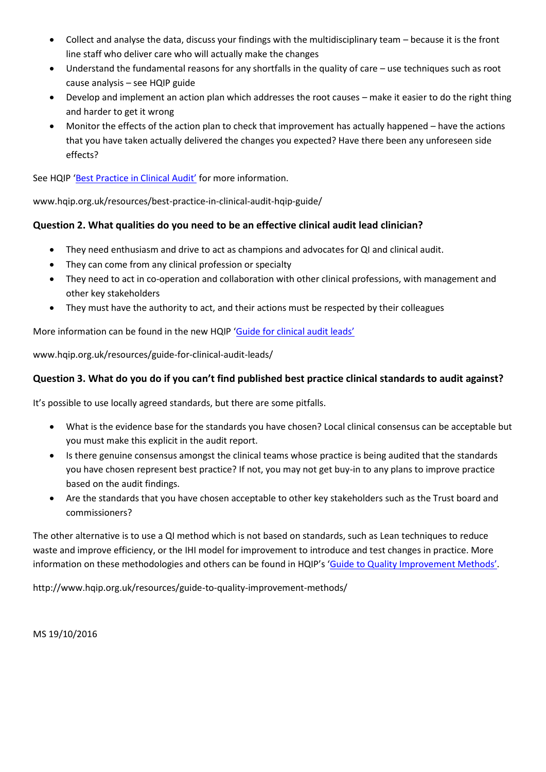- Collect and analyse the data, discuss your findings with the multidisciplinary team – because it is the front line staff who deliver care who will actually make the changes
- Understand the fundamental reasons for any shortfalls in the quality of care – use techniques such as root cause analysis – see HQIP guide
- Develop and implement an action plan which addresses the root causes – make it easier to do the right thing and harder to get it wrong
- Monitor the effects of the action plan to check that improvement has actually happened – have the actions that you have taken actually delivered the changes you expected? Have there been any unforeseen side effects?

See HQIP 'Best Practice in Clinical Audit' for more information.

www.hqip.org.uk/resources/best-practice-in-clinical-audit-hqip-guide/

**Question 2. What qualities do you need to be an effective clinical audit lead clinician?**

- They need enthusiasm and drive to act as champions and advocates for QI and clinical audit.
- They can come from any clinical profession or specialty
- They need to act in co-operation and collaboration with other clinical professions, with management and other key stakeholders
- They must have the authority to act, and their actions must be respected by their colleagues

More information can be found in the new HQIP 'Guide for clinical audit leads'

www.hqip.org.uk/resources/guide-for-clinical-audit-leads/

**Question 3. What do you do if you can't find published best practice clinical standards to audit against?**

It's possible to use locally agreed standards, but there are some pitfalls.

- What is the evidence base for the standards you have chosen? Local clinical consensus can be acceptable but you must make this explicit in the audit report.
- Is there genuine consensus amongst the clinical teams whose practice is being audited that the standards you have chosen represent best practice? If not, you may not get buy-in to any plans to improve practice based on the audit findings.
- Are the standards that you have chosen acceptable to other key stakeholders such as the Trust board and commissioners?

The other alternative is to use a QI method which is not based on standards, such as Lean techniques to reduce waste and improve efficiency, or the IHI model for improvement to introduce and test changes in practice. More information on these methodologies and others can be found in HQIP's 'Guide to Quality Improvement Methods'.

http://www.hqip.org.uk/resources/guide-to-quality-improvement-methods/

MS 19/10/2016